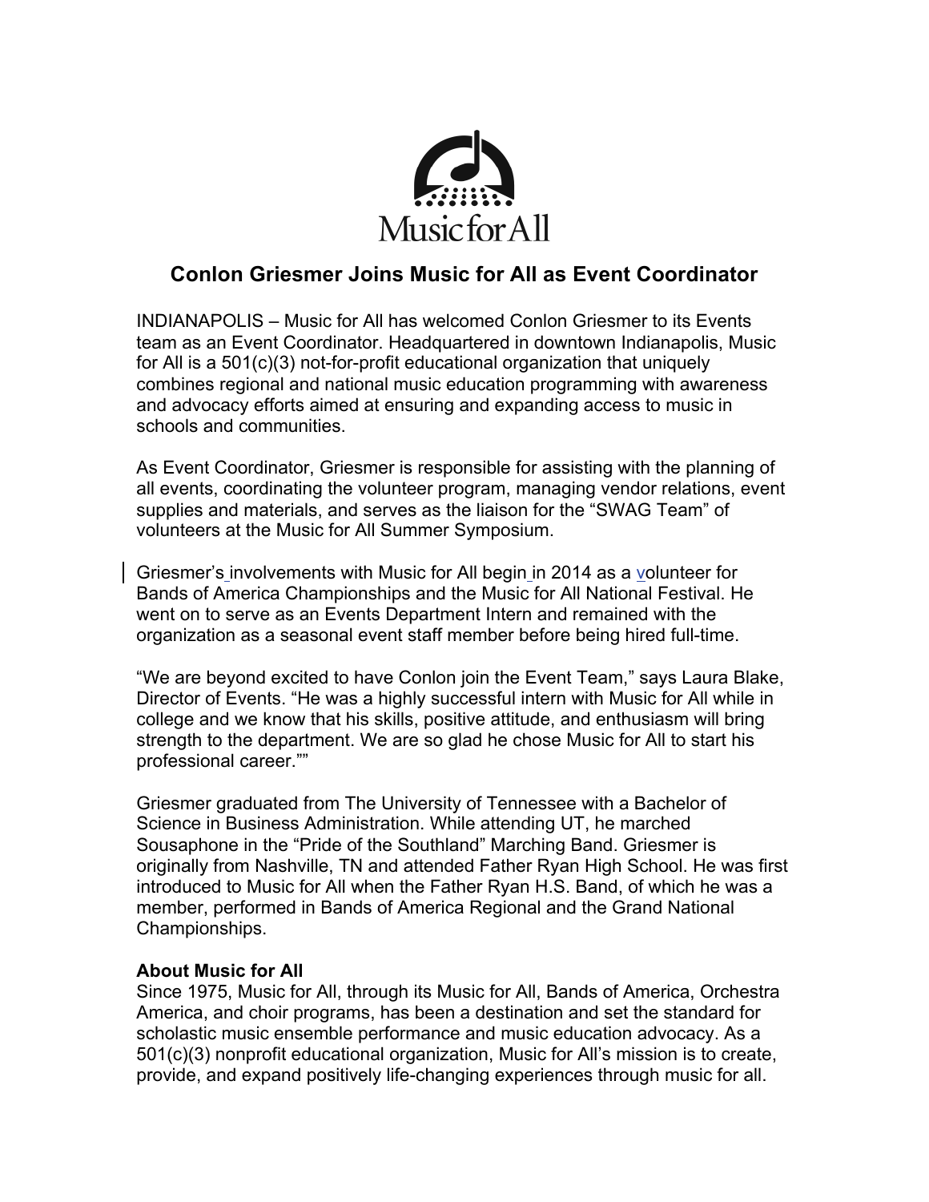Music for All

# Conlon Griesmer Joins Music for All as Event Coordinator

INDIANAPOLIS – Music for All has welcomed Conlon Griesmer to its Events team as an Event Coordinator. Headquartered in downtown Indianapolis, Music for All is a 501(c)(3) not-for-profit educational organization that uniquely combines regional and national music education programming with awareness and advocacy efforts aimed at ensuring and expanding access to music in schools and communities.

As Event Coordinator, Griesmer is responsible for assisting with the planning of all events, coordinating the volunteer program, managing vendor relations, event supplies and materials, and serves as the liaison for the "SWAG Team" of volunteers at the Music for All Summer Symposium.

Griesmer's involvements with Music for All begin in 2014 as a volunteer for Bands of America Championships and the Music for All National Festival. He went on to serve as an Events Department Intern and remained with the organization as a seasonal event staff member before being hired full-time.

"We are beyond excited to have Conlon join the Event Team," says Laura Blake, Director of Events. "He was a highly successful intern with Music for All while in college and we know that his skills, positive attitude, and enthusiasm will bring strength to the department. We are so glad he chose Music for All to start his professional career.""

Griesmer graduated from The University of Tennessee with a Bachelor of Science in Business Administration. While attending UT, he marched Sousaphone in the "Pride of the Southland" Marching Band. Griesmer is originally from Nashville, TN and attended Father Ryan High School. He was first introduced to Music for All when the Father Ryan H.S. Band, of which he was a member, performed in Bands of America Regional and the Grand National Championships.

**About Music for All**

Since 1975, Music for All, through its Music for All, Bands of America, Orchestra America, and choir programs, has been a destination and set the standard for scholastic music ensemble performance and music education advocacy. As a 501(c)(3) nonprofit educational organization, Music for All's mission is to create, provide, and expand positively life-changing experiences through music for all.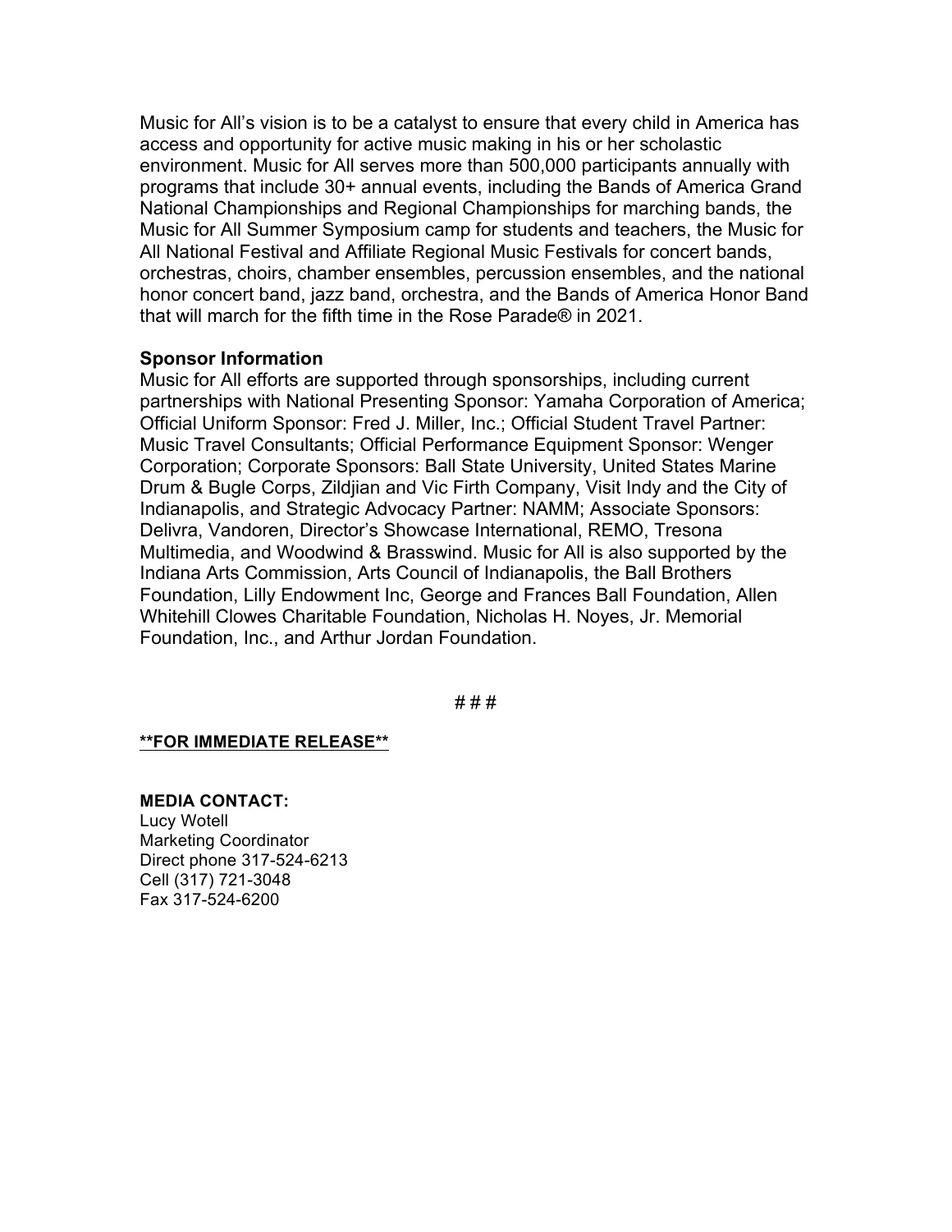Music for All's vision is to be a catalyst to ensure that every child in America has access and opportunity for active music making in his or her scholastic environment. Music for All serves more than 500,000 participants annually with programs that include 30+ annual events, including the Bands of America Grand National Championships and Regional Championships for marching bands, the Music for All Summer Symposium camp for students and teachers, the Music for All National Festival and Affiliate Regional Music Festivals for concert bands, orchestras, choirs, chamber ensembles, percussion ensembles, and the national honor concert band, jazz band, orchestra, and the Bands of America Honor Band that will march for the fifth time in the Rose Parade® in 2021.

**Sponsor Information**

Music for All efforts are supported through sponsorships, including current partnerships with National Presenting Sponsor: Yamaha Corporation of America; Official Uniform Sponsor: Fred J. Miller, Inc.; Official Student Travel Partner: Music Travel Consultants; Official Performance Equipment Sponsor: Wenger Corporation; Corporate Sponsors: Ball State University, United States Marine Drum & Bugle Corps, Zildjian and Vic Firth Company, Visit Indy and the City of Indianapolis, and Strategic Advocacy Partner: NAMM; Associate Sponsors: Delivra, Vandoren, Director's Showcase International, REMO, Tresona Multimedia, and Woodwind & Brasswind. Music for All is also supported by the Indiana Arts Commission, Arts Council of Indianapolis, the Ball Brothers Foundation, Lilly Endowment Inc, George and Frances Ball Foundation, Allen Whitehill Clowes Charitable Foundation, Nicholas H. Noyes, Jr. Memorial Foundation, Inc., and Arthur Jordan Foundation.

# # #

**\*\*FOR IMMEDIATE RELEASE\*\***

**MEDIA CONTACT:**
Lucy Wotell
Marketing Coordinator
Direct phone 317-524-6213
Cell (317) 721-3048
Fax 317-524-6200